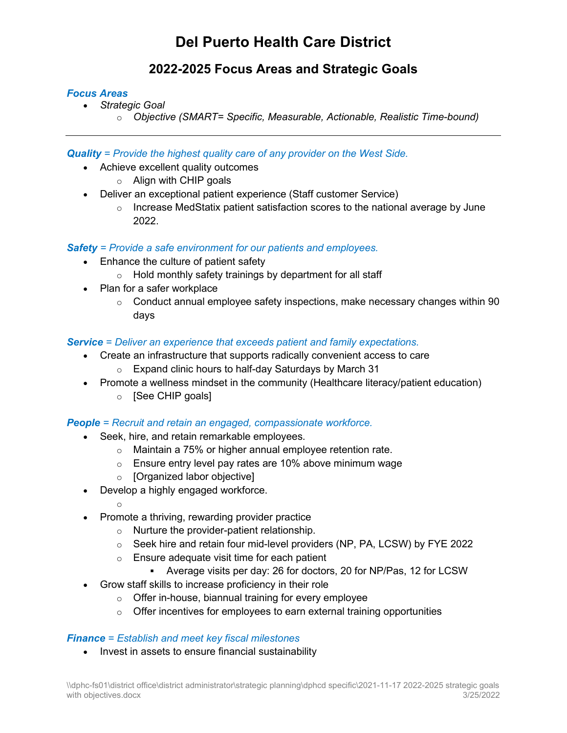# Del Puerto Health Care District

## 2022-2025 Focus Areas and Strategic Goals

***Focus Areas***

- *Strategic Goal*
    - *Objective (SMART= Specific, Measurable, Actionable, Realistic Time-bound)*

---

***Quality*** *= Provide the highest quality care of any provider on the West Side.*

- Achieve excellent quality outcomes
    - Align with CHIP goals
- Deliver an exceptional patient experience (Staff customer Service)
    - Increase MedStatix patient satisfaction scores to the national average by June 2022.

***Safety*** *= Provide a safe environment for our patients and employees.*

- Enhance the culture of patient safety
    - Hold monthly safety trainings by department for all staff
- Plan for a safer workplace
    - Conduct annual employee safety inspections, make necessary changes within 90 days

***Service*** *= Deliver an experience that exceeds patient and family expectations.*

- Create an infrastructure that supports radically convenient access to care
    - Expand clinic hours to half-day Saturdays by March 31
- Promote a wellness mindset in the community (Healthcare literacy/patient education)
    - [See CHIP goals]

***People*** *= Recruit and retain an engaged, compassionate workforce.*

- Seek, hire, and retain remarkable employees.
    - Maintain a 75% or higher annual employee retention rate.
    - Ensure entry level pay rates are 10% above minimum wage
    - [Organized labor objective]
- Develop a highly engaged workforce.
    - 
- Promote a thriving, rewarding provider practice
    - Nurture the provider-patient relationship.
    - Seek hire and retain four mid-level providers (NP, PA, LCSW) by FYE 2022
    - Ensure adequate visit time for each patient
        - Average visits per day: 26 for doctors, 20 for NP/Pas, 12 for LCSW
- Grow staff skills to increase proficiency in their role
    - Offer in-house, biannual training for every employee
    - Offer incentives for employees to earn external training opportunities

***Finance*** *= Establish and meet key fiscal milestones*

- Invest in assets to ensure financial sustainability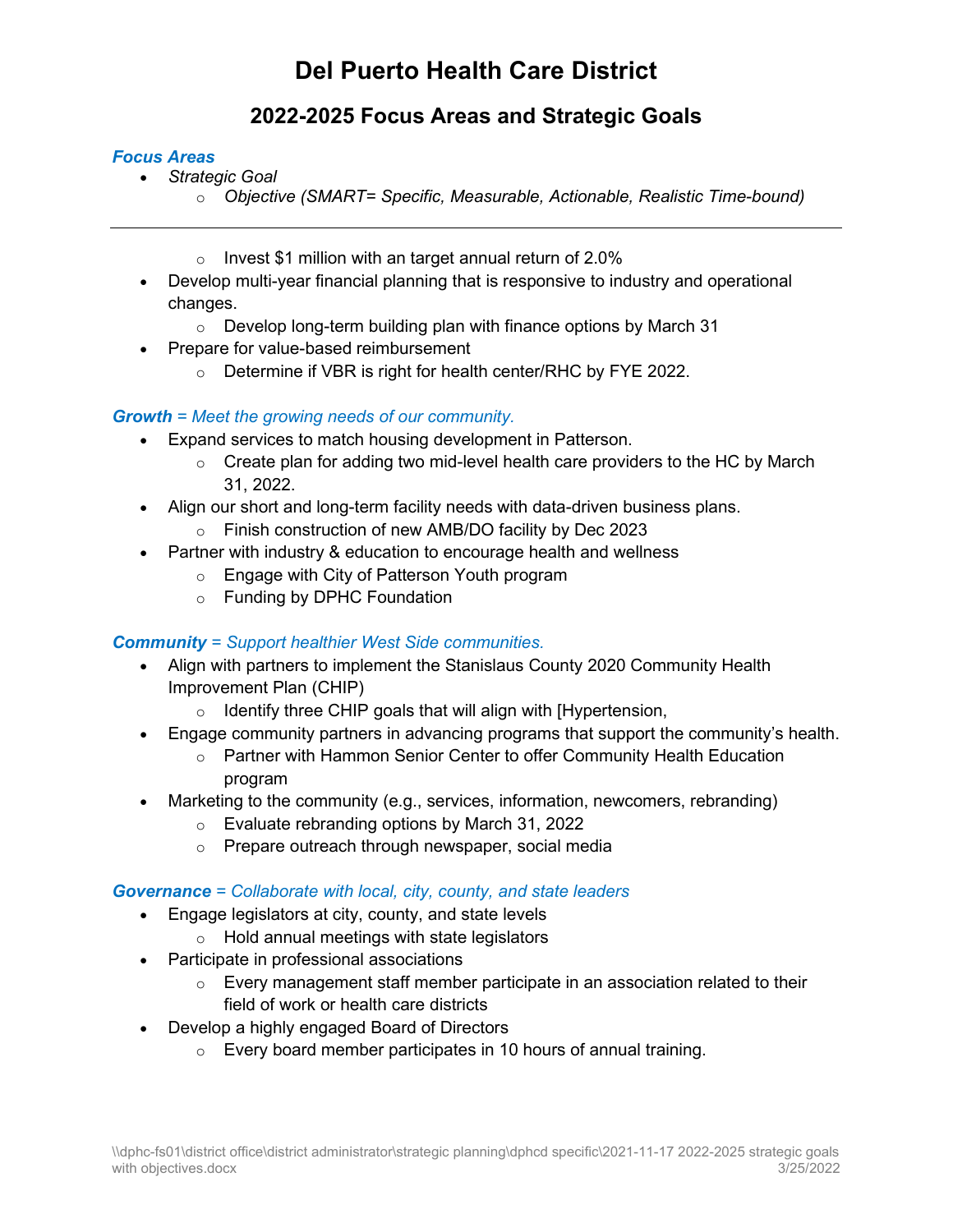# Del Puerto Health Care District

## 2022-2025 Focus Areas and Strategic Goals

***Focus Areas***

- *Strategic Goal*
  - *Objective (SMART= Specific, Measurable, Actionable, Realistic Time-bound)*

---

  - Invest $1 million with an target annual return of 2.0%
- Develop multi-year financial planning that is responsive to industry and operational changes.
  - Develop long-term building plan with finance options by March 31
- Prepare for value-based reimbursement
  - Determine if VBR is right for health center/RHC by FYE 2022.

***Growth** = Meet the growing needs of our community.*

- Expand services to match housing development in Patterson.
  - Create plan for adding two mid-level health care providers to the HC by March 31, 2022.
- Align our short and long-term facility needs with data-driven business plans.
  - Finish construction of new AMB/DO facility by Dec 2023
- Partner with industry & education to encourage health and wellness
  - Engage with City of Patterson Youth program
  - Funding by DPHC Foundation

***Community** = Support healthier West Side communities.*

- Align with partners to implement the Stanislaus County 2020 Community Health Improvement Plan (CHIP)
  - Identify three CHIP goals that will align with [Hypertension,
- Engage community partners in advancing programs that support the community's health.
  - Partner with Hammon Senior Center to offer Community Health Education program
- Marketing to the community (e.g., services, information, newcomers, rebranding)
  - Evaluate rebranding options by March 31, 2022
  - Prepare outreach through newspaper, social media

***Governance** = Collaborate with local, city, county, and state leaders*

- Engage legislators at city, county, and state levels
  - Hold annual meetings with state legislators
- Participate in professional associations
  - Every management staff member participate in an association related to their field of work or health care districts
- Develop a highly engaged Board of Directors
  - Every board member participates in 10 hours of annual training.